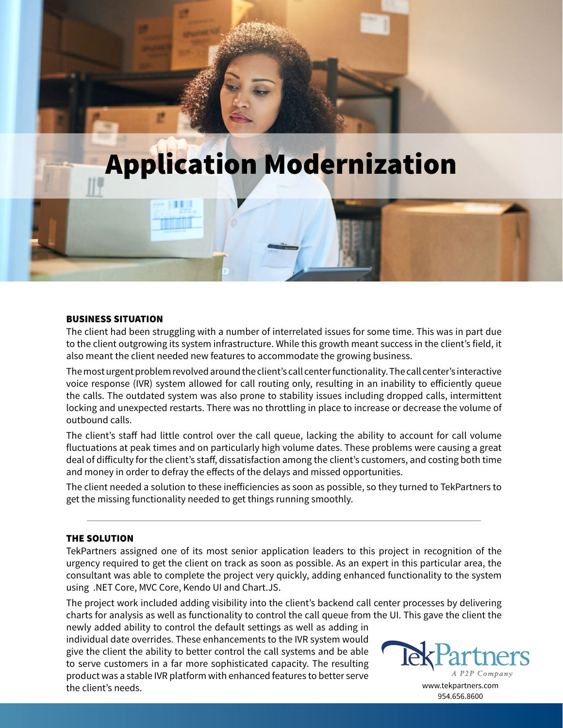# Application Modernization

## BUSINESS SITUATION

The client had been struggling with a number of interrelated issues for some time. This was in part due to the client outgrowing its system infrastructure. While this growth meant success in the client's field, it also meant the client needed new features to accommodate the growing business.

The most urgent problem revolved around the client's call center functionality. The call center's interactive voice response (IVR) system allowed for call routing only, resulting in an inability to efficiently queue the calls. The outdated system was also prone to stability issues including dropped calls, intermittent locking and unexpected restarts. There was no throttling in place to increase or decrease the volume of outbound calls.

The client's staff had little control over the call queue, lacking the ability to account for call volume fluctuations at peak times and on particularly high volume dates. These problems were causing a great deal of difficulty for the client's staff, dissatisfaction among the client's customers, and costing both time and money in order to defray the effects of the delays and missed opportunities.

The client needed a solution to these inefficiencies as soon as possible, so they turned to TekPartners to get the missing functionality needed to get things running smoothly.

## THE SOLUTION

TekPartners assigned one of its most senior application leaders to this project in recognition of the urgency required to get the client on track as soon as possible. As an expert in this particular area, the consultant was able to complete the project very quickly, adding enhanced functionality to the system using .NET Core, MVC Core, Kendo UI and Chart.JS.

The project work included adding visibility into the client's backend call center processes by delivering charts for analysis as well as functionality to control the call queue from the UI. This gave the client the newly added ability to control the default settings as well as adding in individual date overrides. These enhancements to the IVR system would give the client the ability to better control the call systems and be able to serve customers in a far more sophisticated capacity. The resulting product was a stable IVR platform with enhanced features to better serve the client's needs.

TekPartners
*A P2P Company*
www.tekpartners.com
954.656.8600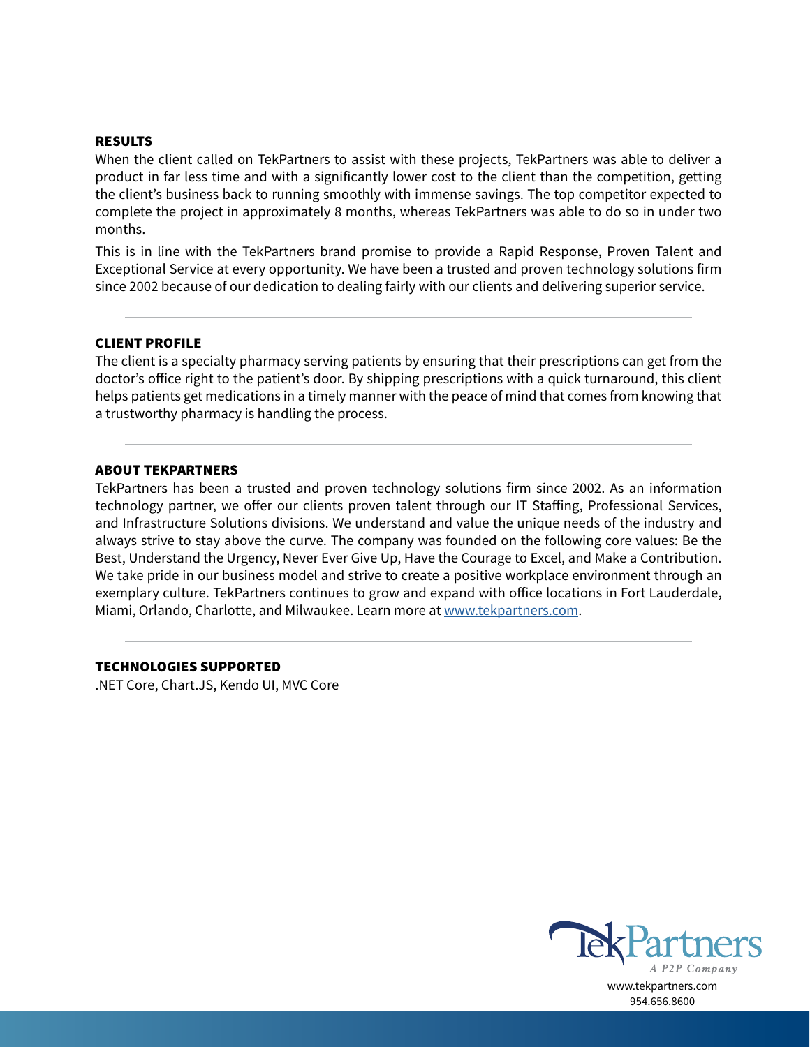## RESULTS

When the client called on TekPartners to assist with these projects, TekPartners was able to deliver a product in far less time and with a significantly lower cost to the client than the competition, getting the client's business back to running smoothly with immense savings. The top competitor expected to complete the project in approximately 8 months, whereas TekPartners was able to do so in under two months.

This is in line with the TekPartners brand promise to provide a Rapid Response, Proven Talent and Exceptional Service at every opportunity. We have been a trusted and proven technology solutions firm since 2002 because of our dedication to dealing fairly with our clients and delivering superior service.

---

## CLIENT PROFILE

The client is a specialty pharmacy serving patients by ensuring that their prescriptions can get from the doctor's office right to the patient's door. By shipping prescriptions with a quick turnaround, this client helps patients get medications in a timely manner with the peace of mind that comes from knowing that a trustworthy pharmacy is handling the process.

---

## ABOUT TEKPARTNERS

TekPartners has been a trusted and proven technology solutions firm since 2002. As an information technology partner, we offer our clients proven talent through our IT Staffing, Professional Services, and Infrastructure Solutions divisions. We understand and value the unique needs of the industry and always strive to stay above the curve. The company was founded on the following core values: Be the Best, Understand the Urgency, Never Ever Give Up, Have the Courage to Excel, and Make a Contribution. We take pride in our business model and strive to create a positive workplace environment through an exemplary culture. TekPartners continues to grow and expand with office locations in Fort Lauderdale, Miami, Orlando, Charlotte, and Milwaukee. Learn more at www.tekpartners.com.

---

## TECHNOLOGIES SUPPORTED

.NET Core, Chart.JS, Kendo UI, MVC Core

TekPartners
*A P2P Company*
www.tekpartners.com
954.656.8600